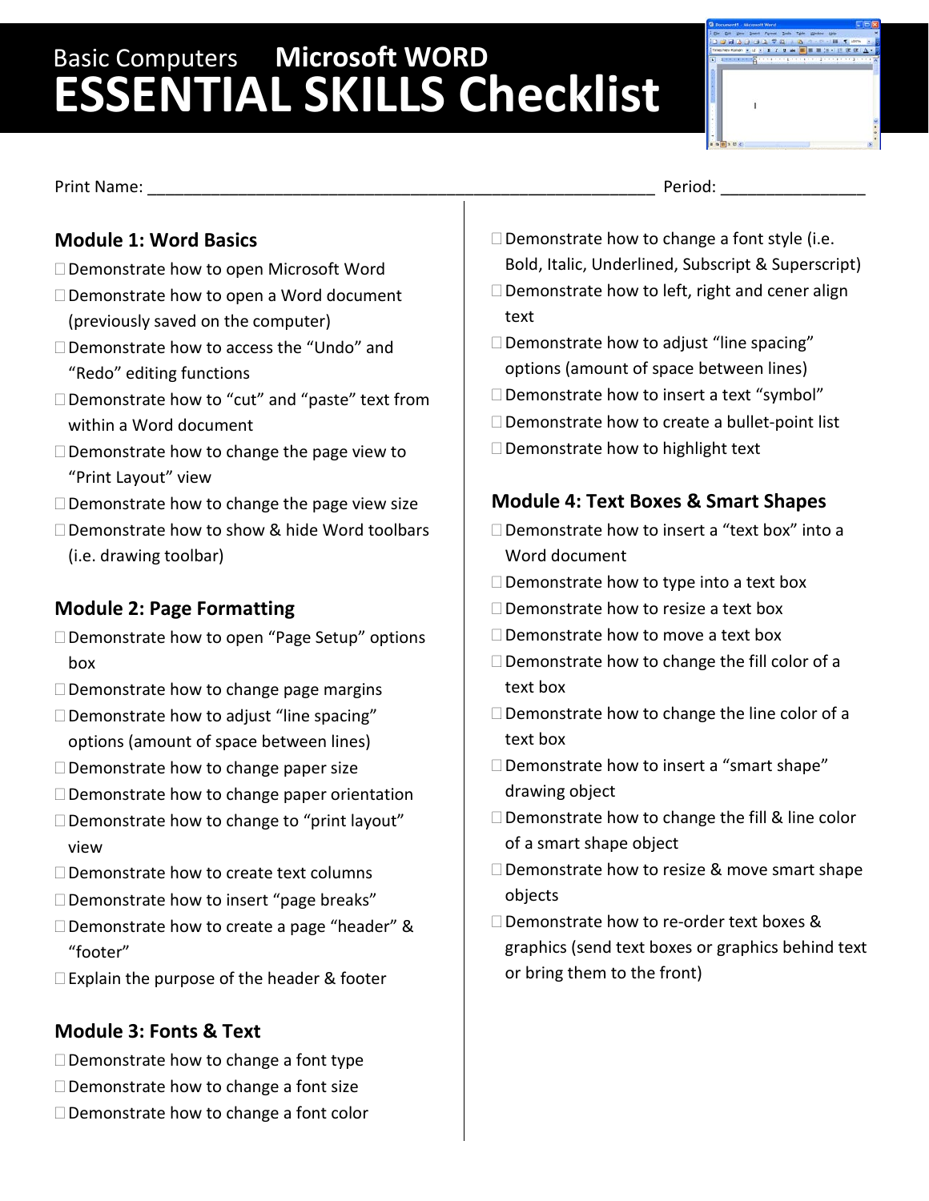# Basic Computers **Microsoft WORD** ESSENTIAL SKILLS Checklist

Print Name: ____________________________________________ Period: ________________

## Module 1: Word Basics

- ☐ Demonstrate how to open Microsoft Word
- ☐ Demonstrate how to open a Word document (previously saved on the computer)
- ☐ Demonstrate how to access the "Undo" and "Redo" editing functions
- ☐ Demonstrate how to "cut" and "paste" text from within a Word document
- ☐ Demonstrate how to change the page view to "Print Layout" view
- ☐ Demonstrate how to change the page view size
- ☐ Demonstrate how to show & hide Word toolbars (i.e. drawing toolbar)

## Module 2: Page Formatting

- ☐ Demonstrate how to open "Page Setup" options box
- ☐ Demonstrate how to change page margins
- ☐ Demonstrate how to adjust "line spacing" options (amount of space between lines)
- ☐ Demonstrate how to change paper size
- ☐ Demonstrate how to change paper orientation
- ☐ Demonstrate how to change to "print layout" view
- ☐ Demonstrate how to create text columns
- ☐ Demonstrate how to insert "page breaks"
- ☐ Demonstrate how to create a page "header" & "footer"
- ☐ Explain the purpose of the header & footer

## Module 3: Fonts & Text

- ☐ Demonstrate how to change a font type
- ☐ Demonstrate how to change a font size
- ☐ Demonstrate how to change a font color
- ☐ Demonstrate how to change a font style (i.e. Bold, Italic, Underlined, Subscript & Superscript)
- ☐ Demonstrate how to left, right and cener align text
- ☐ Demonstrate how to adjust "line spacing" options (amount of space between lines)
- ☐ Demonstrate how to insert a text "symbol"
- ☐ Demonstrate how to create a bullet-point list
- ☐ Demonstrate how to highlight text

## Module 4: Text Boxes & Smart Shapes

- ☐ Demonstrate how to insert a "text box" into a Word document
- ☐ Demonstrate how to type into a text box
- ☐ Demonstrate how to resize a text box
- ☐ Demonstrate how to move a text box
- ☐ Demonstrate how to change the fill color of a text box
- ☐ Demonstrate how to change the line color of a text box
- ☐ Demonstrate how to insert a "smart shape" drawing object
- ☐ Demonstrate how to change the fill & line color of a smart shape object
- ☐ Demonstrate how to resize & move smart shape objects
- ☐ Demonstrate how to re-order text boxes & graphics (send text boxes or graphics behind text or bring them to the front)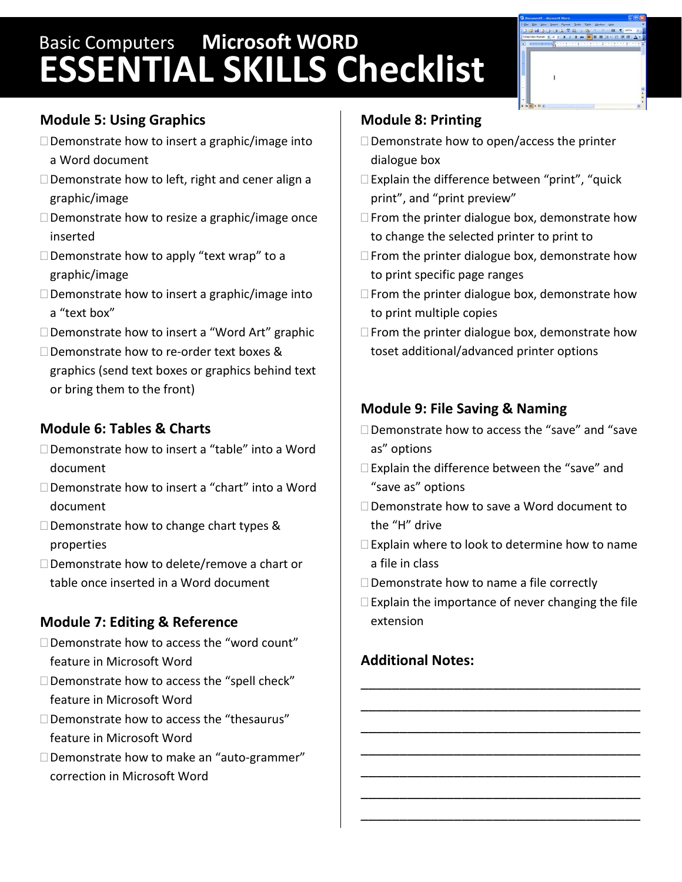Basic Computers **Microsoft WORD**

# ESSENTIAL SKILLS Checklist

## Module 5: Using Graphics

- ☐ Demonstrate how to insert a graphic/image into a Word document
- ☐ Demonstrate how to left, right and cener align a graphic/image
- ☐ Demonstrate how to resize a graphic/image once inserted
- ☐ Demonstrate how to apply "text wrap" to a graphic/image
- ☐ Demonstrate how to insert a graphic/image into a "text box"
- ☐ Demonstrate how to insert a "Word Art" graphic
- ☐ Demonstrate how to re-order text boxes & graphics (send text boxes or graphics behind text or bring them to the front)

## Module 6: Tables & Charts

- ☐ Demonstrate how to insert a "table" into a Word document
- ☐ Demonstrate how to insert a "chart" into a Word document
- ☐ Demonstrate how to change chart types & properties
- ☐ Demonstrate how to delete/remove a chart or table once inserted in a Word document

## Module 7: Editing & Reference

- ☐ Demonstrate how to access the "word count" feature in Microsoft Word
- ☐ Demonstrate how to access the "spell check" feature in Microsoft Word
- ☐ Demonstrate how to access the "thesaurus" feature in Microsoft Word
- ☐ Demonstrate how to make an "auto-grammer" correction in Microsoft Word

## Module 8: Printing

- ☐ Demonstrate how to open/access the printer dialogue box
- ☐ Explain the difference between "print", "quick print", and "print preview"
- ☐ From the printer dialogue box, demonstrate how to change the selected printer to print to
- ☐ From the printer dialogue box, demonstrate how to print specific page ranges
- ☐ From the printer dialogue box, demonstrate how to print multiple copies
- ☐ From the printer dialogue box, demonstrate how toset additional/advanced printer options

## Module 9: File Saving & Naming

- ☐ Demonstrate how to access the "save" and "save as" options
- ☐ Explain the difference between the "save" and "save as" options
- ☐ Demonstrate how to save a Word document to the "H" drive
- ☐ Explain where to look to determine how to name a file in class
- ☐ Demonstrate how to name a file correctly
- ☐ Explain the importance of never changing the file extension

## Additional Notes:

___________________________________________

___________________________________________

___________________________________________

___________________________________________

___________________________________________

___________________________________________

___________________________________________